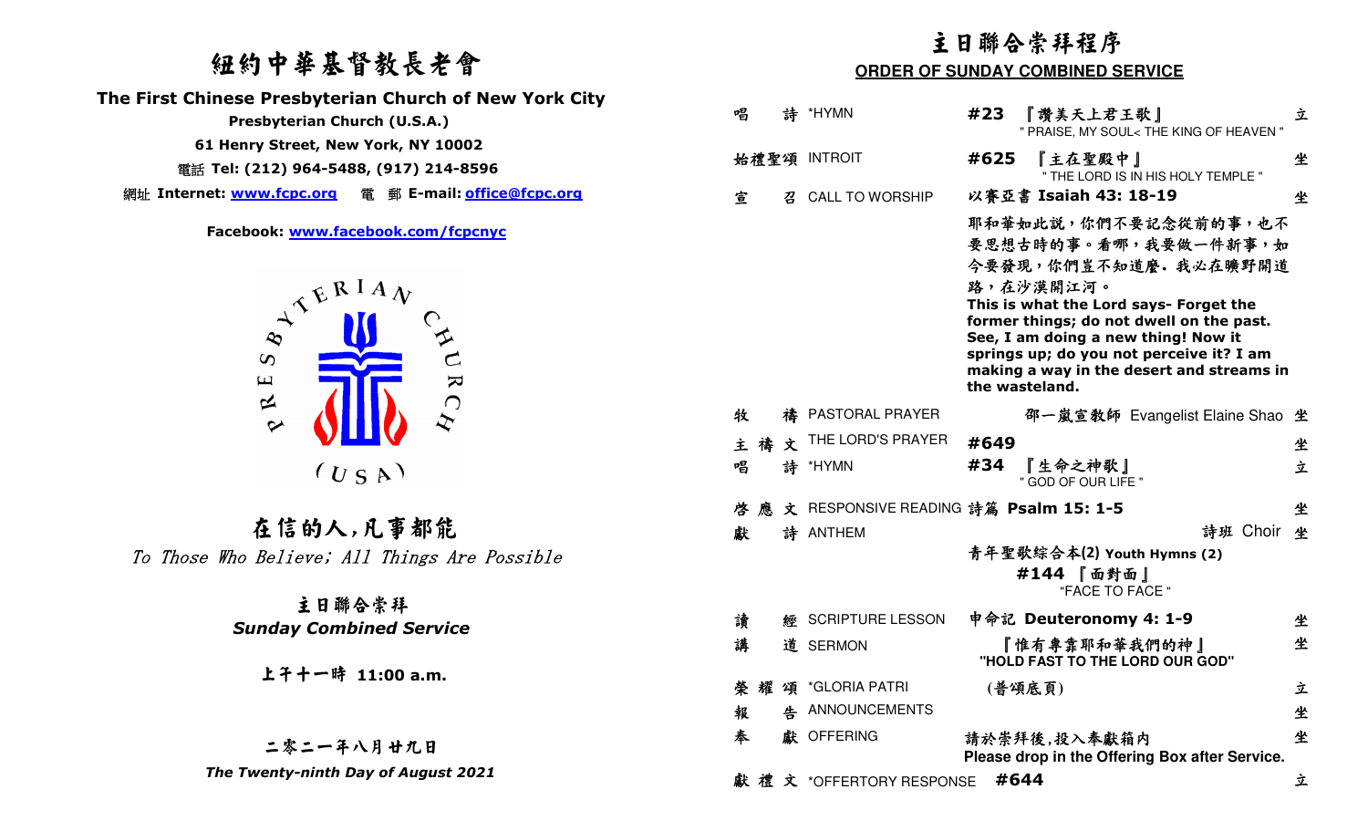# 紐約中華基督教長老會

**The First Chinese Presbyterian Church of New York City**

**Presbyterian Church (U.S.A.)**

**61 Henry Street, New York, NY 10002**

電話 **Tel: (212) 964-5488, (917) 214-8596**

網址 **Internet: www.fcpc.org** 電 郵 **E-mail: office@fcpc.org**

**Facebook: www.facebook.com/fcpcnyc**

## 在信的人,凡事都能

*To Those Who Believe; All Things Are Possible*

**主日聯合崇拜**

***Sunday Combined Service***

**上午十一時 11:00 a.m.**

**二零二一年八月廿九日**

***The Twenty-ninth Day of August 2021***

## 主日聯合崇拜程序

**ORDER OF SUNDAY COMBINED SERVICE**

| | | | |
|---|---|---|---|
| 唱 詩 | *HYMN | **#23** 『讚美天上君王歌』 " PRAISE, MY SOUL< THE KING OF HEAVEN " | 立 |
| 始禮聖頌 | INTROIT | **#625** 『主在聖殿中』 " THE LORD IS IN HIS HOLY TEMPLE " | 坐 |
| 宣 召 | CALL TO WORSHIP | 以賽亞書 **Isaiah 43: 18-19** | 坐 |

耶和華如此說，你們不要記念從前的事，也不要思想古時的事。看哪，我要做一件新事，如今要發現，你們豈不知道麼. 我必在曠野開道路，在沙漠開江河。
**This is what the Lord says- Forget the former things; do not dwell on the past. See, I am doing a new thing! Now it springs up; do you not perceive it? I am making a way in the desert and streams in the wasteland.**

| | | | |
|---|---|---|---|
| 牧 禱 | PASTORAL PRAYER | 邵一嵐宣教師 Evangelist Elaine Shao | 坐 |
| 主禱文 | THE LORD'S PRAYER | **#649** | 坐 |
| 唱 詩 | *HYMN | **#34** 『生命之神歌』 " GOD OF OUR LIFE " | 立 |
| 啓應文 | RESPONSIVE READING | 詩篇 **Psalm 15: 1-5** | 坐 |
| 獻 詩 | ANTHEM | 詩班 Choir<br>青年聖歌綜合本(2) **Youth Hymns (2)**<br>**#144** 『面對面』 "FACE TO FACE " | 坐 |
| 讀 經 | SCRIPTURE LESSON | 申命記 **Deuteronomy 4: 1-9** | 坐 |
| 講 道 | SERMON | 『惟有專靠耶和華我們的神』 **"HOLD FAST TO THE LORD OUR GOD"** | 坐 |
| 榮耀頌 | *GLORIA PATRI | (普頌底頁) | 立 |
| 報 告 | ANNOUNCEMENTS | | 坐 |
| 奉 獻 | OFFERING | 請於崇拜後,投入奉獻箱內 **Please drop in the Offering Box after Service.** | 坐 |
| 獻禮文 | *OFFERTORY RESPONSE | **#644** | 立 |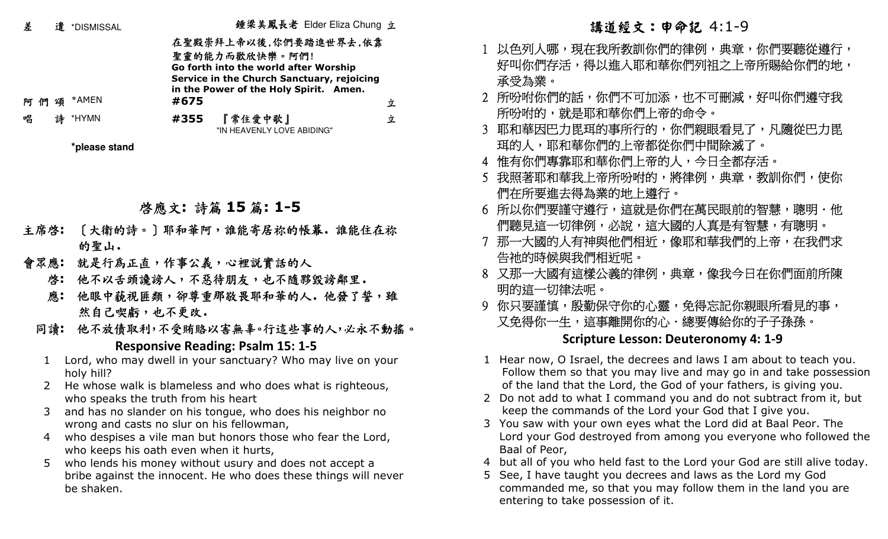差　遣 *DISMISSAL　　　鍾梁美鳳長老 Elder Eliza Chung 立

在聖殿崇拜上帝以後,你們要踏進世界去,依靠聖靈的能力而歡欣快樂。阿們!
**Go forth into the world after Worship Service in the Church Sanctuary, rejoicing in the Power of the Holy Spirit. Amen.**

阿 們 頌 *AMEN　　**#675**　　立

唱　詩 *HYMN　　**#355**　『常住愛中歌』 "IN HEAVENLY LOVE ABIDING"　　立

**\*please stand**

## 啓應文: 詩篇 15 篇: 1-5

**主席啓:** 〔大衛的詩。〕耶和華阿，誰能寄居祢的帳幕.誰能住在祢的聖山.

**會眾應:** 就是行爲正直，作事公義，心裡說實話的人

**啓:** 他不以舌頭讒謗人，不惡待朋友，也不隨夥毀謗鄰里.

**應:** 他眼中藐視匪類，卻尊重那敬畏耶和華的人.他發了誓，雖然自己喫虧，也不更改.

**同讀:** 他不放債取利,不受賄賂以害無辜。行這些事的人,必永不動搖。

### Responsive Reading: Psalm 15: 1-5

1 Lord, who may dwell in your sanctuary? Who may live on your holy hill?
2 He whose walk is blameless and who does what is righteous, who speaks the truth from his heart
3 and has no slander on his tongue, who does his neighbor no wrong and casts no slur on his fellowman,
4 who despises a vile man but honors those who fear the Lord, who keeps his oath even when it hurts,
5 who lends his money without usury and does not accept a bribe against the innocent. He who does these things will never be shaken.

## 講道經文：申命記 4:1-9

1 以色列人哪，現在我所教訓你們的律例，典章，你們要聽從遵行，好叫你們存活，得以進入耶和華你們列祖之上帝所賜給你們的地，承受為業。
2 所吩咐你們的話，你們不可加添，也不可刪減，好叫你們遵守我所吩咐的，就是耶和華你們上帝的命令。
3 耶和華因巴力毘珥的事所行的，你們親眼看見了，凡隨從巴力毘珥的人，耶和華你們的上帝都從你們中間除滅了。
4 惟有你們專靠耶和華你們上帝的人，今日全都存活。
5 我照著耶和華我上帝所吩咐的，將律例，典章，教訓你們，使你們在所要進去得為業的地上遵行。
6 所以你們要謹守遵行，這就是你們在萬民眼前的智慧，聰明.他們聽見這一切律例，必說，這大國的人真是有智慧，有聰明。
7 那一大國的人有神與他們相近，像耶和華我們的上帝，在我們求告祂的時候與我們相近呢。
8 又那一大國有這樣公義的律例，典章，像我今日在你們面前所陳明的這一切律法呢。
9 你只要謹慎，殷勤保守你的心靈，免得忘記你親眼所看見的事，又免得你一生，這事離開你的心.總要傳給你的子子孫孫。

### Scripture Lesson: Deuteronomy 4: 1-9

1 Hear now, O Israel, the decrees and laws I am about to teach you. Follow them so that you may live and may go in and take possession of the land that the Lord, the God of your fathers, is giving you.
2 Do not add to what I command you and do not subtract from it, but keep the commands of the Lord your God that I give you.
3 You saw with your own eyes what the Lord did at Baal Peor. The Lord your God destroyed from among you everyone who followed the Baal of Peor,
4 but all of you who held fast to the Lord your God are still alive today.
5 See, I have taught you decrees and laws as the Lord my God commanded me, so that you may follow them in the land you are entering to take possession of it.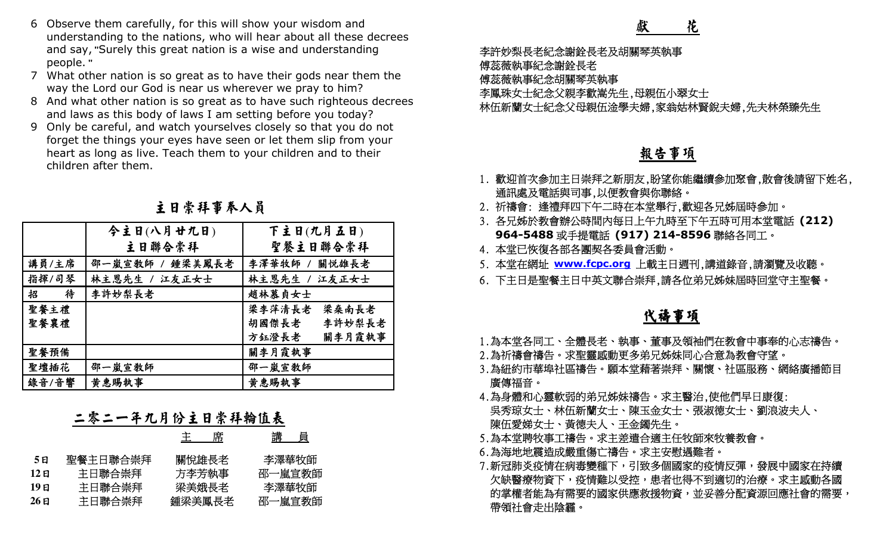6 Observe them carefully, for this will show your wisdom and understanding to the nations, who will hear about all these decrees and say, "Surely this great nation is a wise and understanding people. "

7 What other nation is so great as to have their gods near them the way the Lord our God is near us wherever we pray to him?

8 And what other nation is so great as to have such righteous decrees and laws as this body of laws I am setting before you today?

9 Only be careful, and watch yourselves closely so that you do not forget the things your eyes have seen or let them slip from your heart as long as live. Teach them to your children and to their children after them.

## 主日崇拜事奉人員

| | 今主日(八月廿九日) 主日聯合崇拜 | 下主日(九月五日) 聖餐主日聯合崇拜 |
|---|---|---|
| 講員/主席 | 邵一嵐宣教師 / 鍾梁美鳳長老 | 李澤華牧師 / 關悅雄長老 |
| 指揮/司琴 | 林主恩先生 / 江友正女士 | 林主恩先生 / 江友正女士 |
| 招　待 | 李許妙梨長老 | 趙林慕貞女士 |
| 聖餐主禮 聖餐襄禮 | | 梁李萍清長老　梁燊南長老 胡國傑長老　李許妙梨長老 方鈺澄長老　關李月霞執事 |
| 聖餐預備 | | 關李月霞執事 |
| 聖壇插花 | 邵一嵐宣教師 | 邵一嵐宣教師 |
| 錄音/音響 | 黃惠賜執事 | 黃惠賜執事 |

## 二零二一年九月份主日崇拜輪值表

| | | 主　席 | 講　員 |
|---|---|---|---|
| 5日 | 聖餐主日聯合崇拜 | 關悅雄長老 | 李澤華牧師 |
| 12日 | 主日聯合崇拜 | 方李芳執事 | 邵一嵐宣教師 |
| 19日 | 主日聯合崇拜 | 梁美娥長老 | 李澤華牧師 |
| 26日 | 主日聯合崇拜 | 鍾梁美鳳長老 | 邵一嵐宣教師 |

## 獻　　花

李許妙梨長老紀念謝銓長老及胡關琴英執事
傅蕊薇執事紀念謝銓長老
傅蕊薇執事紀念胡關琴英執事
李鳳珠女士紀念父親李歡嵩先生,母親伍小翠女士
林伍新蘭女士紀念父母親伍淦學夫婦,家翁姑林賢銳夫婦,先夫林榮臻先生

## 報告事項

1. 歡迎首次參加主日崇拜之新朋友,盼望你能繼續參加聚會,散會後請留下姓名,通訊處及電話與司事,以便教會與你聯絡。
2. 祈禱會: 逢禮拜四下午二時在本堂舉行,歡迎各兄姊屆時參加。
3. 各兄姊於教會辦公時間內每日上午九時至下午五時可用本堂電話 **(212) 964-5488** 或手提電話 **(917) 214-8596** 聯絡各同工。
4. 本堂已恢復各部各團契各委員會活動。
5. 本堂在網址 **www.fcpc.org** 上載主日週刊,講道錄音,請瀏覽及收聽。
6. 下主日是聖餐主日中英文聯合崇拜,請各位弟兄姊妹屆時回堂守主聖餐。

## 代禱事項

1. 為本堂各同工、全體長老、執事、董事及領袖們在教會中事奉的心志禱告。
2. 為祈禱會禱告。求聖靈感動更多弟兄姊妹同心合意為教會守望。
3. 為紐約市華埠社區禱告。願本堂藉著崇拜、關懷、社區服務、網絡廣播節目廣傳福音。
4. 為身體和心靈軟弱的弟兄姊妹禱告。求主醫治,使他們早日康復:
吳秀琼女士、林伍新蘭女士、陳玉金女士、張淑德女士、劉浪波夫人、陳伍愛娣女士、黃德夫人、王金鐲先生。
5. 為本堂聘牧事工禱告。求主差遣合適主任牧師來牧養教會。
6. 為海地地震造成嚴重傷亡禱告。求主安慰遇難者。
7. 新冠肺炎疫情在病毒變種下，引致多個國家的疫情反彈，發展中國家在持續欠缺醫療物資下，疫情難以受控，患者也得不到適切的治療。求主感動各國的掌權者能為有需要的國家供應救援物資，並妥善分配資源回應社會的需要，帶領社會走出陰霾。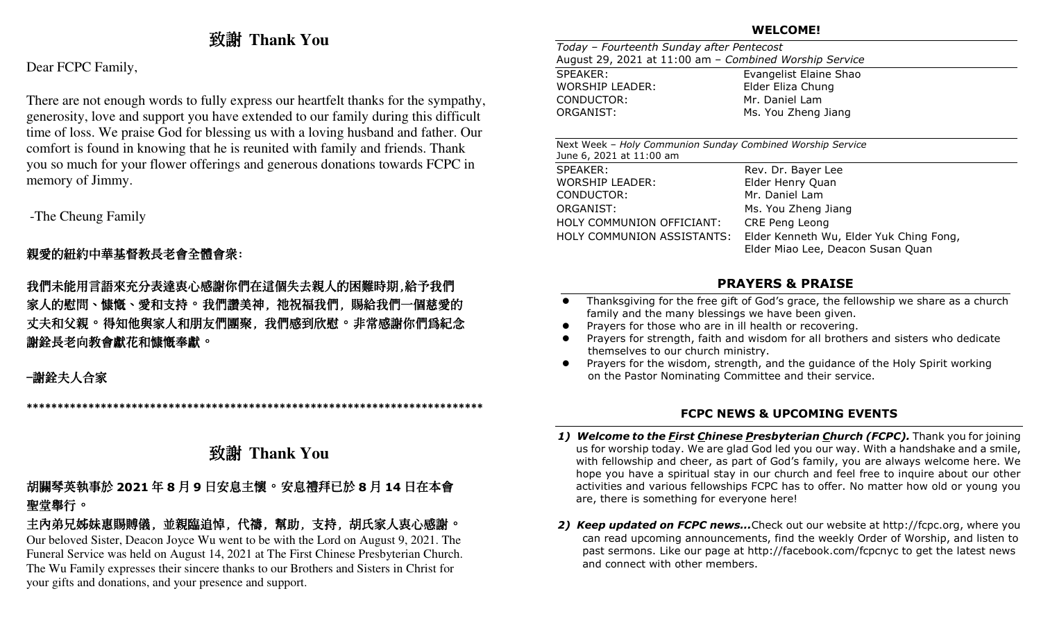# 致謝 Thank You

Dear FCPC Family,

There are not enough words to fully express our heartfelt thanks for the sympathy, generosity, love and support you have extended to our family during this difficult time of loss. We praise God for blessing us with a loving husband and father. Our comfort is found in knowing that he is reunited with family and friends. Thank you so much for your flower offerings and generous donations towards FCPC in memory of Jimmy.

-The Cheung Family

**親愛的紐約中華基督教長老會全體會衆:**

**我們未能用言語來充分表達衷心感謝你們在這個失去親人的困難時期,給予我們家人的慰問、慷慨、愛和支持。我們讚美神，祂祝福我們，賜給我們一個慈愛的丈夫和父親。得知他與家人和朋友們團聚，我們感到欣慰。非常感謝你們爲紀念謝銓長老向教會獻花和慷慨奉獻。**

**–謝銓夫人合家**

\*\*\*\*\*\*\*\*\*\*\*\*\*\*\*\*\*\*\*\*\*\*\*\*\*\*\*\*\*\*\*\*\*\*\*\*\*\*\*\*\*\*\*\*\*\*\*\*\*\*\*\*\*\*\*\*\*\*\*\*\*\*\*\*\*\*\*\*\*\*\*\*\*\*\*\*\*\*\*

# 致謝 Thank You

**胡關琴英執事於 2021 年 8 月 9 日安息主懷。安息禮拜已於 8 月 14 日在本會聖堂舉行。**

**主內弟兄姊妹惠賜賻儀，並親臨追悼，代禱，幫助，支持，胡氏家人衷心感謝。**

Our beloved Sister, Deacon Joyce Wu went to be with the Lord on August 9, 2021. The Funeral Service was held on August 14, 2021 at The First Chinese Presbyterian Church. The Wu Family expresses their sincere thanks to our Brothers and Sisters in Christ for your gifts and donations, and your presence and support.

## WELCOME!

*Today – Fourteenth Sunday after Pentecost*
August 29, 2021 at 11:00 am – *Combined Worship Service*

| | |
|---|---|
| SPEAKER: | Evangelist Elaine Shao |
| WORSHIP LEADER: | Elder Eliza Chung |
| CONDUCTOR: | Mr. Daniel Lam |
| ORGANIST: | Ms. You Zheng Jiang |

Next Week – *Holy Communion Sunday Combined Worship Service*
June 6, 2021 at 11:00 am

| | |
|---|---|
| SPEAKER: | Rev. Dr. Bayer Lee |
| WORSHIP LEADER: | Elder Henry Quan |
| CONDUCTOR: | Mr. Daniel Lam |
| ORGANIST: | Ms. You Zheng Jiang |
| HOLY COMMUNION OFFICIANT: | CRE Peng Leong |
| HOLY COMMUNION ASSISTANTS: | Elder Kenneth Wu, Elder Yuk Ching Fong, Elder Miao Lee, Deacon Susan Quan |

## PRAYERS & PRAISE

- Thanksgiving for the free gift of God's grace, the fellowship we share as a church family and the many blessings we have been given.
- Prayers for those who are in ill health or recovering.
- Prayers for strength, faith and wisdom for all brothers and sisters who dedicate themselves to our church ministry.
- Prayers for the wisdom, strength, and the guidance of the Holy Spirit working on the Pastor Nominating Committee and their service.

## FCPC NEWS & UPCOMING EVENTS

1) ***Welcome to the First Chinese Presbyterian Church (FCPC).*** Thank you for joining us for worship today. We are glad God led you our way. With a handshake and a smile, with fellowship and cheer, as part of God's family, you are always welcome here. We hope you have a spiritual stay in our church and feel free to inquire about our other activities and various fellowships FCPC has to offer. No matter how old or young you are, there is something for everyone here!

2) ***Keep updated on FCPC news…*** Check out our website at http://fcpc.org, where you can read upcoming announcements, find the weekly Order of Worship, and listen to past sermons. Like our page at http://facebook.com/fcpcnyc to get the latest news and connect with other members.